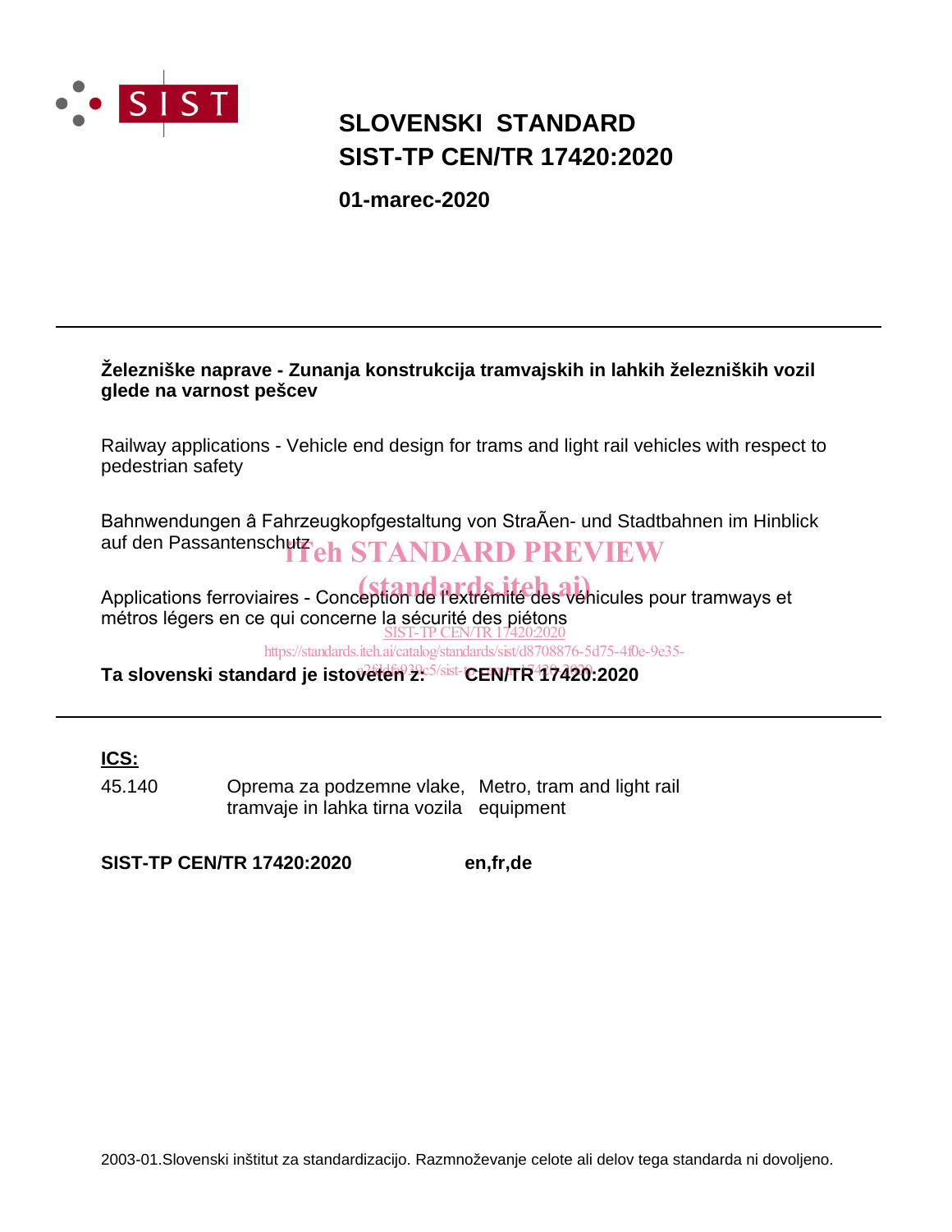# SLOVENSKI STANDARD
# SIST-TP CEN/TR 17420:2020

**01-marec-2020**

---

**Železniške naprave - Zunanja konstrukcija tramvajskih in lahkih železniških vozil glede na varnost pešcev**

Railway applications - Vehicle end design for trams and light rail vehicles with respect to pedestrian safety

Bahnwendungen â Fahrzeugkopfgestaltung von StraÃen- und Stadtbahnen im Hinblick auf den Passantenschutz

iTeh STANDARD PREVIEW
(standards.iteh.ai)

Applications ferroviaires - Conception de l'extrémité des véhicules pour tramways et métros légers en ce qui concerne la sécurité des piétons

SIST-TP CEN/TR 17420:2020
https://standards.iteh.ai/catalog/standards/sist/d8708876-5d75-4f0e-9e35-e26146f039c5/sist-tp-cen-tr-17420-2020

**Ta slovenski standard je istoveten z: CEN/TR 17420:2020**

---

**ICS:**

| | | |
|---|---|---|
| 45.140 | Oprema za podzemne vlake, tramvaje in lahka tirna vozila | Metro, tram and light rail equipment |

**SIST-TP CEN/TR 17420:2020** **en,fr,de**

2003-01.Slovenski inštitut za standardizacijo. Razmnoževanje celote ali delov tega standarda ni dovoljeno.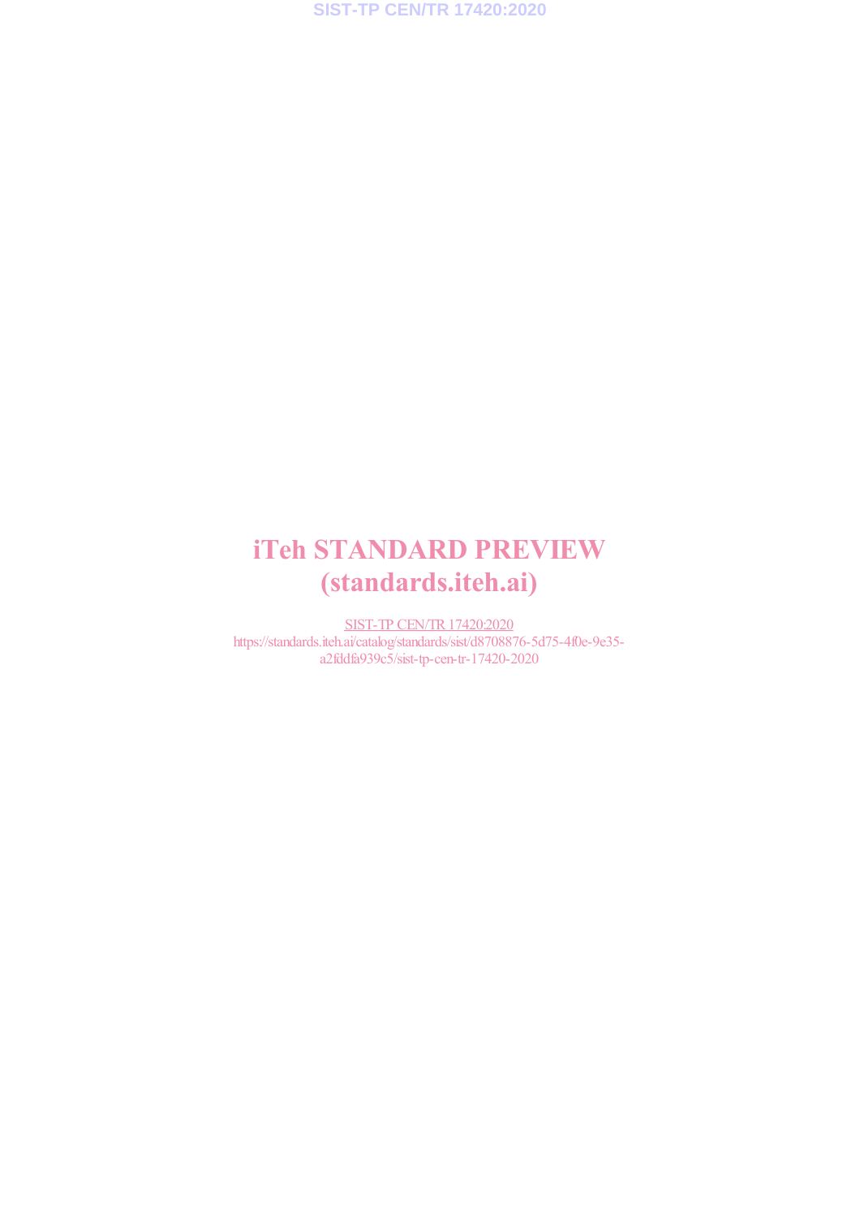iTeh STANDARD PREVIEW
(standards.iteh.ai)

SIST-TP CEN/TR 17420:2020
https://standards.iteh.ai/catalog/standards/sist/d8708876-5d75-4f0e-9e35-a2fddfa939c5/sist-tp-cen-tr-17420-2020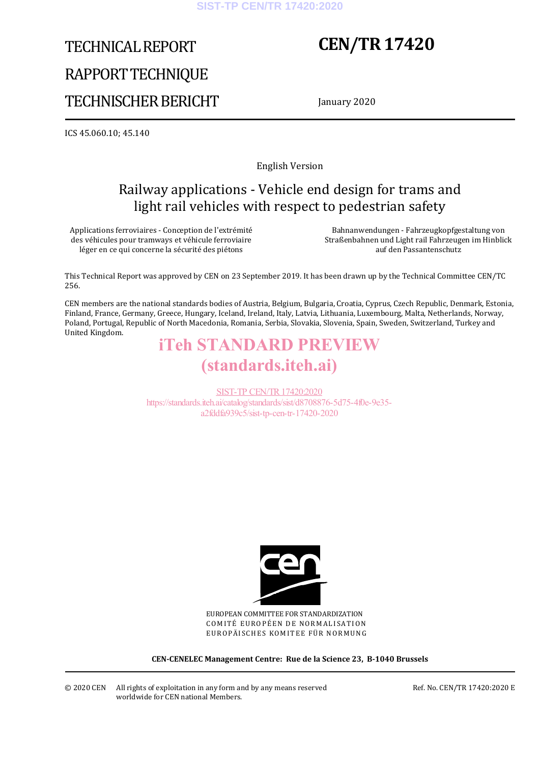# TECHNICAL REPORT

# RAPPORT TECHNIQUE

# TECHNISCHER BERICHT

# CEN/TR 17420

January 2020

ICS 45.060.10; 45.140

English Version

## Railway applications - Vehicle end design for trams and light rail vehicles with respect to pedestrian safety

Applications ferroviaires - Conception de l'extrémité des véhicules pour tramways et véhicule ferroviaire léger en ce qui concerne la sécurité des piétons

Bahnanwendungen - Fahrzeugkopfgestaltung von Straßenbahnen und Light rail Fahrzeugen im Hinblick auf den Passantenschutz

This Technical Report was approved by CEN on 23 September 2019. It has been drawn up by the Technical Committee CEN/TC 256.

CEN members are the national standards bodies of Austria, Belgium, Bulgaria, Croatia, Cyprus, Czech Republic, Denmark, Estonia, Finland, France, Germany, Greece, Hungary, Iceland, Ireland, Italy, Latvia, Lithuania, Luxembourg, Malta, Netherlands, Norway, Poland, Portugal, Republic of North Macedonia, Romania, Serbia, Slovakia, Slovenia, Spain, Sweden, Switzerland, Turkey and United Kingdom.

iTeh STANDARD PREVIEW
(standards.iteh.ai)

SIST-TP CEN/TR 17420:2020
https://standards.iteh.ai/catalog/standards/sist/d8708876-5d75-4f0e-9e35-a2fddfa939c5/sist-tp-cen-tr-17420-2020

EUROPEAN COMMITTEE FOR STANDARDIZATION
COMITÉ EUROPÉEN DE NORMALISATION
EUROPÄISCHES KOMITEE FÜR NORMUNG

**CEN-CENELEC Management Centre: Rue de la Science 23, B-1040 Brussels**

© 2020 CEN All rights of exploitation in any form and by any means reserved worldwide for CEN national Members.

Ref. No. CEN/TR 17420:2020 E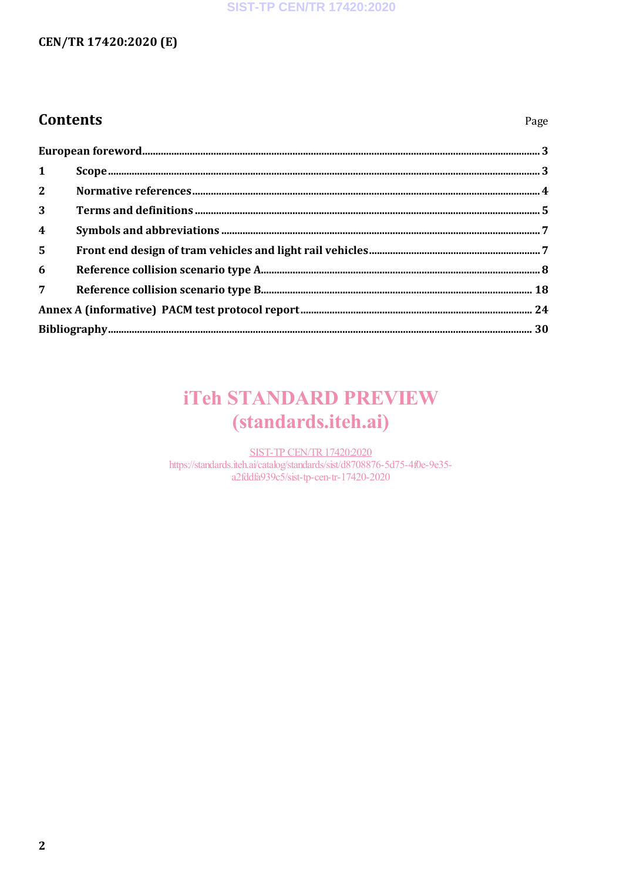## Contents

| | Page |
|---|---|
| European foreword | 3 |
| 1 Scope | 3 |
| 2 Normative references | 4 |
| 3 Terms and definitions | 5 |
| 4 Symbols and abbreviations | 7 |
| 5 Front end design of tram vehicles and light rail vehicles | 7 |
| 6 Reference collision scenario type A | 8 |
| 7 Reference collision scenario type B | 18 |
| Annex A (informative) PACM test protocol report | 24 |
| Bibliography | 30 |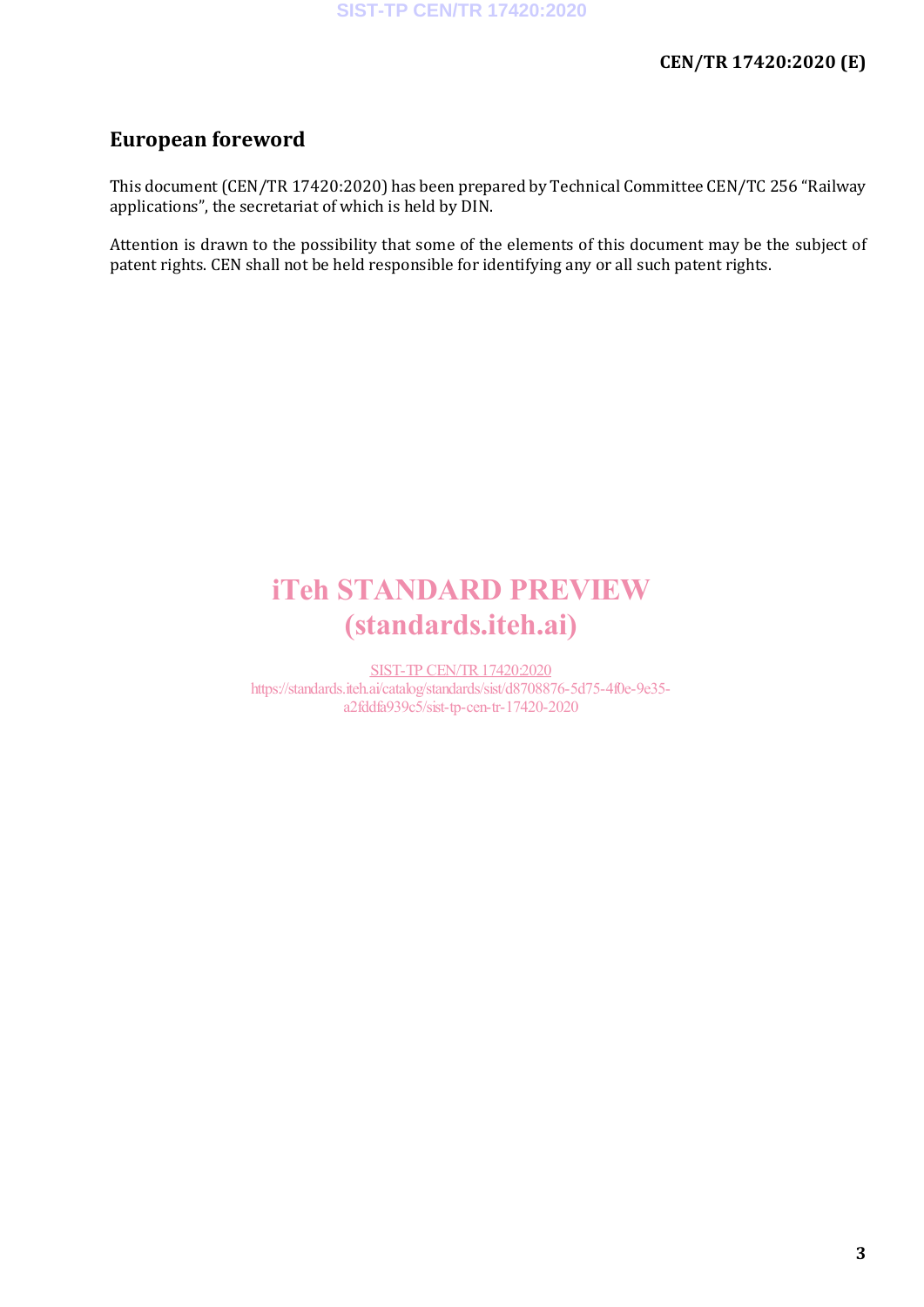## European foreword

This document (CEN/TR 17420:2020) has been prepared by Technical Committee CEN/TC 256 “Railway applications”, the secretariat of which is held by DIN.

Attention is drawn to the possibility that some of the elements of this document may be the subject of patent rights. CEN shall not be held responsible for identifying any or all such patent rights.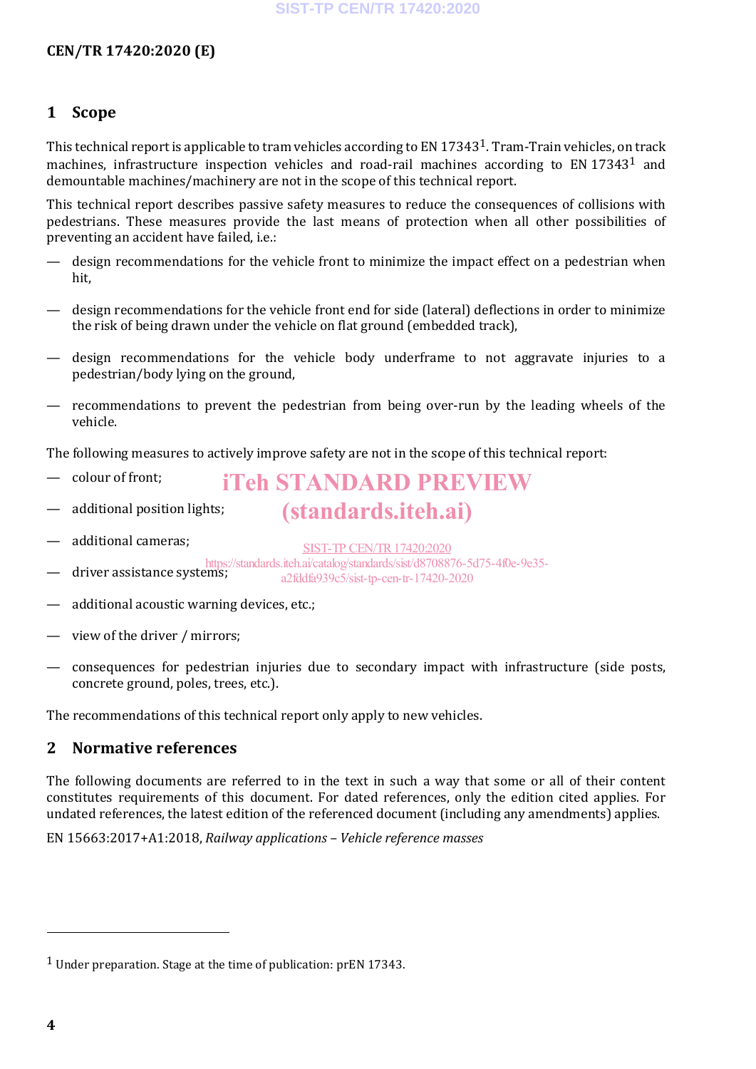## 1 Scope

This technical report is applicable to tram vehicles according to EN 17343[1]. Tram-Train vehicles, on track machines, infrastructure inspection vehicles and road-rail machines according to EN 17343[1] and demountable machines/machinery are not in the scope of this technical report.

This technical report describes passive safety measures to reduce the consequences of collisions with pedestrians. These measures provide the last means of protection when all other possibilities of preventing an accident have failed, i.e.:

— design recommendations for the vehicle front to minimize the impact effect on a pedestrian when hit,

— design recommendations for the vehicle front end for side (lateral) deflections in order to minimize the risk of being drawn under the vehicle on flat ground (embedded track),

— design recommendations for the vehicle body underframe to not aggravate injuries to a pedestrian/body lying on the ground,

— recommendations to prevent the pedestrian from being over-run by the leading wheels of the vehicle.

The following measures to actively improve safety are not in the scope of this technical report:

— colour of front;

— additional position lights;

— additional cameras;

— driver assistance systems;

— additional acoustic warning devices, etc.;

— view of the driver / mirrors;

— consequences for pedestrian injuries due to secondary impact with infrastructure (side posts, concrete ground, poles, trees, etc.).

The recommendations of this technical report only apply to new vehicles.

## 2 Normative references

The following documents are referred to in the text in such a way that some or all of their content constitutes requirements of this document. For dated references, only the edition cited applies. For undated references, the latest edition of the referenced document (including any amendments) applies.

EN 15663:2017+A1:2018, *Railway applications – Vehicle reference masses*

---

[1] Under preparation. Stage at the time of publication: prEN 17343.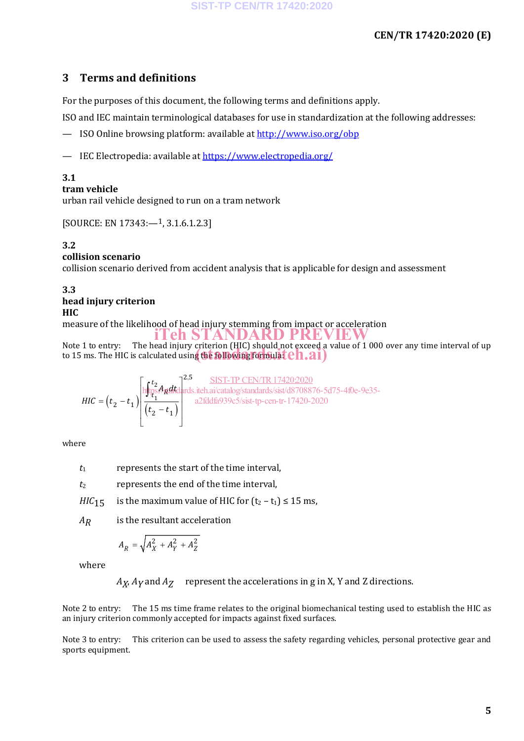## 3 Terms and definitions

For the purposes of this document, the following terms and definitions apply.

ISO and IEC maintain terminological databases for use in standardization at the following addresses:

— ISO Online browsing platform: available at http://www.iso.org/obp

— IEC Electropedia: available at https://www.electropedia.org/

**3.1**
**tram vehicle**
urban rail vehicle designed to run on a tram network

[SOURCE: EN 17343:—[1], 3.1.6.1.2.3]

**3.2**
**collision scenario**
collision scenario derived from accident analysis that is applicable for design and assessment

**3.3**
**head injury criterion**
**HIC**
measure of the likelihood of head injury stemming from impact or acceleration

Note 1 to entry: The head injury criterion (HIC) should not exceed a value of 1 000 over any time interval of up to 15 ms. The HIC is calculated using the following formula:

$$HIC = \left(t_2 - t_1\right)\left[\frac{\int_{t_1}^{t_2} A_R \, dt}{\left(t_2 - t_1\right)}\right]^{2,5}$$

where

$t_1$ represents the start of the time interval,

$t_2$ represents the end of the time interval,

$HIC_{15}$ is the maximum value of HIC for $(t_2 - t_1) \leq 15$ ms,

$A_R$ is the resultant acceleration

$$A_R = \sqrt{A_X^2 + A_Y^2 + A_Z^2}$$

where

$A_X$, $A_Y$ and $A_Z$ represent the accelerations in g in X, Y and Z directions.

Note 2 to entry: The 15 ms time frame relates to the original biomechanical testing used to establish the HIC as an injury criterion commonly accepted for impacts against fixed surfaces.

Note 3 to entry: This criterion can be used to assess the safety regarding vehicles, personal protective gear and sports equipment.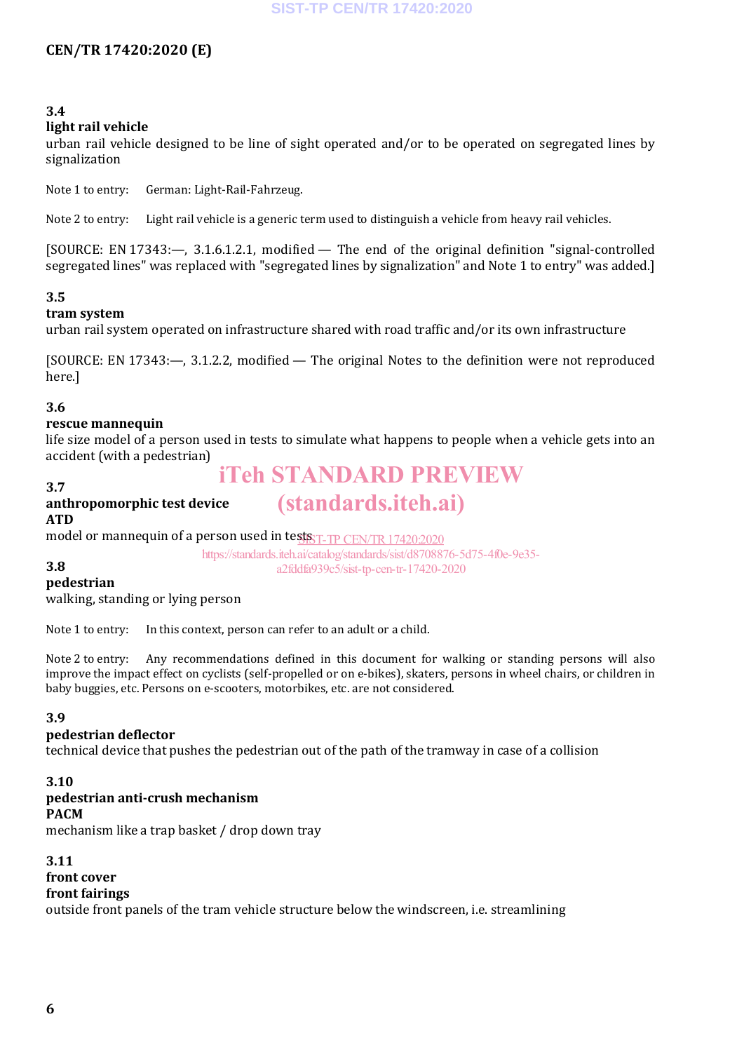**3.4**
**light rail vehicle**
urban rail vehicle designed to be line of sight operated and/or to be operated on segregated lines by signalization

Note 1 to entry: German: Light-Rail-Fahrzeug.

Note 2 to entry: Light rail vehicle is a generic term used to distinguish a vehicle from heavy rail vehicles.

[SOURCE: EN 17343:—, 3.1.6.1.2.1, modified — The end of the original definition "signal-controlled segregated lines" was replaced with "segregated lines by signalization" and Note 1 to entry" was added.]

**3.5**
**tram system**
urban rail system operated on infrastructure shared with road traffic and/or its own infrastructure

[SOURCE: EN 17343:—, 3.1.2.2, modified — The original Notes to the definition were not reproduced here.]

**3.6**
**rescue mannequin**
life size model of a person used in tests to simulate what happens to people when a vehicle gets into an accident (with a pedestrian)

**3.7**
**anthropomorphic test device**
**ATD**
model or mannequin of a person used in tests

**3.8**
**pedestrian**
walking, standing or lying person

Note 1 to entry: In this context, person can refer to an adult or a child.

Note 2 to entry: Any recommendations defined in this document for walking or standing persons will also improve the impact effect on cyclists (self-propelled or on e-bikes), skaters, persons in wheel chairs, or children in baby buggies, etc. Persons on e-scooters, motorbikes, etc. are not considered.

**3.9**
**pedestrian deflector**
technical device that pushes the pedestrian out of the path of the tramway in case of a collision

**3.10**
**pedestrian anti-crush mechanism**
**PACM**
mechanism like a trap basket / drop down tray

**3.11**
**front cover**
**front fairings**
outside front panels of the tram vehicle structure below the windscreen, i.e. streamlining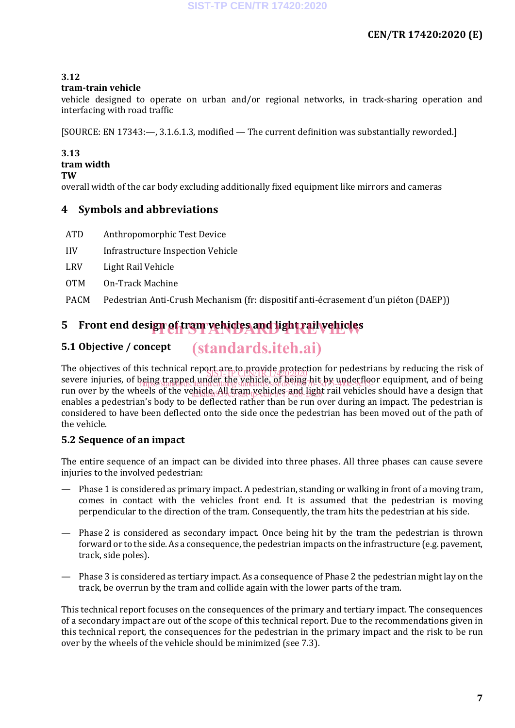**3.12**
**tram-train vehicle**
vehicle designed to operate on urban and/or regional networks, in track-sharing operation and interfacing with road traffic

[SOURCE: EN 17343:—, 3.1.6.1.3, modified — The current definition was substantially reworded.]

**3.13**
**tram width**
**TW**
overall width of the car body excluding additionally fixed equipment like mirrors and cameras

## 4 Symbols and abbreviations

| | |
|---|---|
| ATD | Anthropomorphic Test Device |
| IIV | Infrastructure Inspection Vehicle |
| LRV | Light Rail Vehicle |
| OTM | On-Track Machine |
| PACM | Pedestrian Anti-Crush Mechanism (fr: dispositif anti-écrasement d'un piéton (DAEP)) |

## 5 Front end design of tram vehicles and light rail vehicles

### 5.1 Objective / concept

The objectives of this technical report are to provide protection for pedestrians by reducing the risk of severe injuries, of being trapped under the vehicle, of being hit by underfloor equipment, and of being run over by the wheels of the vehicle. All tram vehicles and light rail vehicles should have a design that enables a pedestrian's body to be deflected rather than be run over during an impact. The pedestrian is considered to have been deflected onto the side once the pedestrian has been moved out of the path of the vehicle.

### 5.2 Sequence of an impact

The entire sequence of an impact can be divided into three phases. All three phases can cause severe injuries to the involved pedestrian:

— Phase 1 is considered as primary impact. A pedestrian, standing or walking in front of a moving tram, comes in contact with the vehicles front end. It is assumed that the pedestrian is moving perpendicular to the direction of the tram. Consequently, the tram hits the pedestrian at his side.

— Phase 2 is considered as secondary impact. Once being hit by the tram the pedestrian is thrown forward or to the side. As a consequence, the pedestrian impacts on the infrastructure (e.g. pavement, track, side poles).

— Phase 3 is considered as tertiary impact. As a consequence of Phase 2 the pedestrian might lay on the track, be overrun by the tram and collide again with the lower parts of the tram.

This technical report focuses on the consequences of the primary and tertiary impact. The consequences of a secondary impact are out of the scope of this technical report. Due to the recommendations given in this technical report, the consequences for the pedestrian in the primary impact and the risk to be run over by the wheels of the vehicle should be minimized (see 7.3).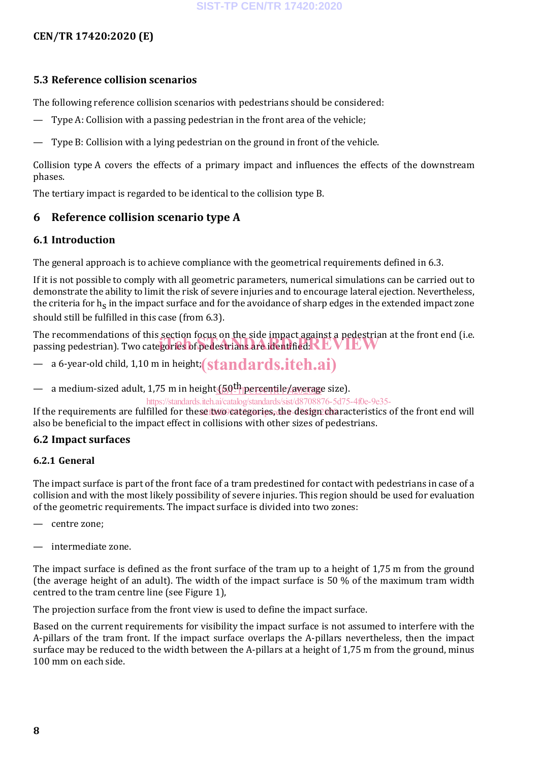### 5.3 Reference collision scenarios

The following reference collision scenarios with pedestrians should be considered:

— Type A: Collision with a passing pedestrian in the front area of the vehicle;

— Type B: Collision with a lying pedestrian on the ground in front of the vehicle.

Collision type A covers the effects of a primary impact and influences the effects of the downstream phases.

The tertiary impact is regarded to be identical to the collision type B.

## 6 Reference collision scenario type A

### 6.1 Introduction

The general approach is to achieve compliance with the geometrical requirements defined in 6.3.

If it is not possible to comply with all geometric parameters, numerical simulations can be carried out to demonstrate the ability to limit the risk of severe injuries and to encourage lateral ejection. Nevertheless, the criteria for $h_S$ in the impact surface and for the avoidance of sharp edges in the extended impact zone should still be fulfilled in this case (from 6.3).

The recommendations of this section focus on the side impact against a pedestrian at the front end (i.e. passing pedestrian). Two categories of pedestrians are identified:

— a 6-year-old child, 1,10 m in height;

— a medium-sized adult, 1,75 m in height (50th percentile/average size).

If the requirements are fulfilled for these two categories, the design characteristics of the front end will also be beneficial to the impact effect in collisions with other sizes of pedestrians.

### 6.2 Impact surfaces

#### 6.2.1 General

The impact surface is part of the front face of a tram predestined for contact with pedestrians in case of a collision and with the most likely possibility of severe injuries. This region should be used for evaluation of the geometric requirements. The impact surface is divided into two zones:

— centre zone;

— intermediate zone.

The impact surface is defined as the front surface of the tram up to a height of 1,75 m from the ground (the average height of an adult). The width of the impact surface is 50 % of the maximum tram width centred to the tram centre line (see Figure 1),

The projection surface from the front view is used to define the impact surface.

Based on the current requirements for visibility the impact surface is not assumed to interfere with the A-pillars of the tram front. If the impact surface overlaps the A-pillars nevertheless, then the impact surface may be reduced to the width between the A-pillars at a height of 1,75 m from the ground, minus 100 mm on each side.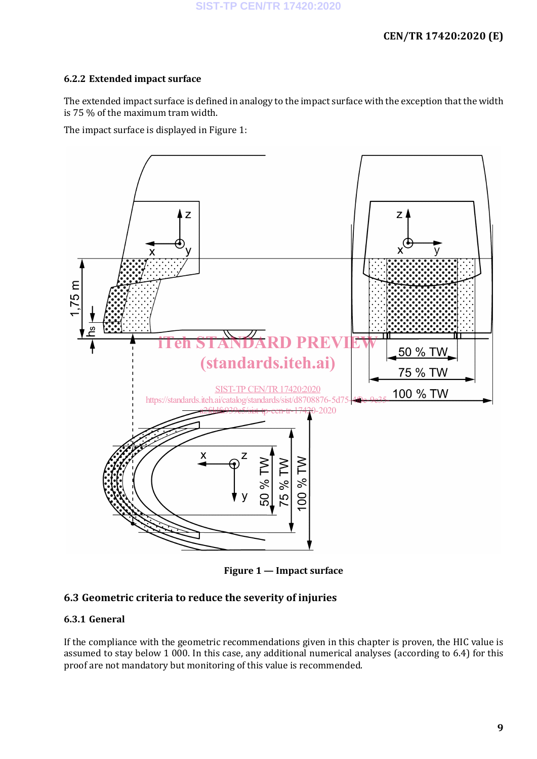### 6.2.2 Extended impact surface

The extended impact surface is defined in analogy to the impact surface with the exception that the width is 75 % of the maximum tram width.

The impact surface is displayed in Figure 1:

**Figure 1 — Impact surface**

## 6.3 Geometric criteria to reduce the severity of injuries

### 6.3.1 General

If the compliance with the geometric recommendations given in this chapter is proven, the HIC value is assumed to stay below 1 000. In this case, any additional numerical analyses (according to 6.4) for this proof are not mandatory but monitoring of this value is recommended.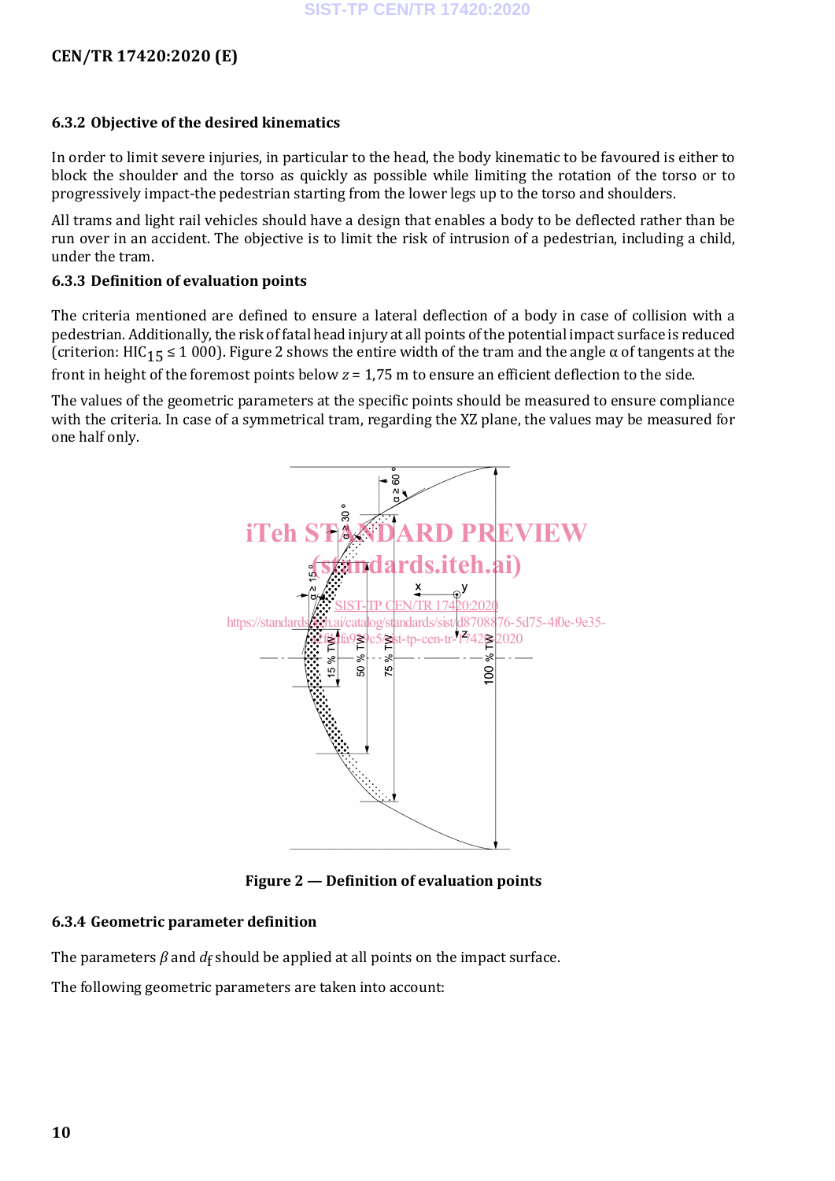### 6.3.2 Objective of the desired kinematics

In order to limit severe injuries, in particular to the head, the body kinematic to be favoured is either to block the shoulder and the torso as quickly as possible while limiting the rotation of the torso or to progressively impact-the pedestrian starting from the lower legs up to the torso and shoulders.

All trams and light rail vehicles should have a design that enables a body to be deflected rather than be run over in an accident. The objective is to limit the risk of intrusion of a pedestrian, including a child, under the tram.

### 6.3.3 Definition of evaluation points

The criteria mentioned are defined to ensure a lateral deflection of a body in case of collision with a pedestrian. Additionally, the risk of fatal head injury at all points of the potential impact surface is reduced (criterion: $HIC_{15} \leq 1\,000$). Figure 2 shows the entire width of the tram and the angle α of tangents at the front in height of the foremost points below $z$ = 1,75 m to ensure an efficient deflection to the side.

The values of the geometric parameters at the specific points should be measured to ensure compliance with the criteria. In case of a symmetrical tram, regarding the XZ plane, the values may be measured for one half only.

α ≥ 60 °
α ≥ 30 °
α ≥ 15 °
x
y
z
15 % TW
50 % TW
75 % TW
100 % TW

**Figure 2 — Definition of evaluation points**

### 6.3.4 Geometric parameter definition

The parameters $\beta$ and $d_f$ should be applied at all points on the impact surface.

The following geometric parameters are taken into account: